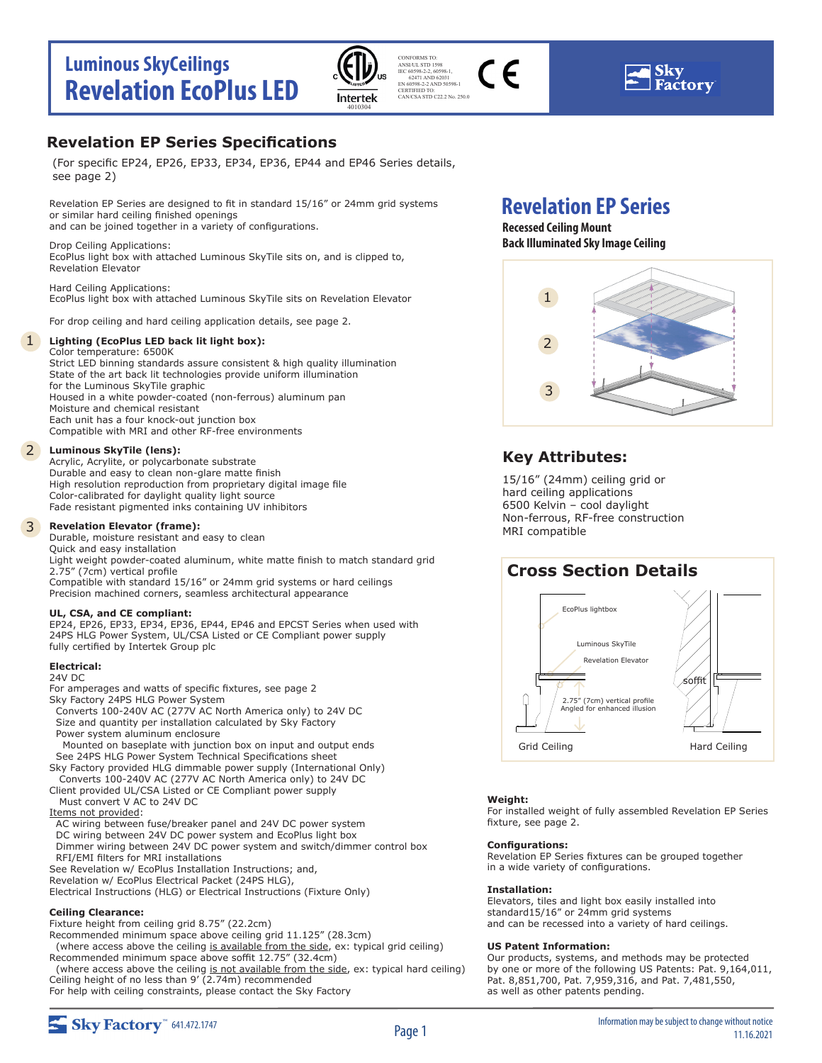# Luminous SkyCeilings
# Revelation EcoPlus LED

CONFORMS TO:
ANSI/UL STD 1598
IEC 60598-2-2, 60598-1, 62471 AND 62031
EN 60598-2-2 AND 50598-1
CERTIFIED TO:
CAN/CSA STD C22.2 No. 250.0

Intertek 4010304

## Revelation EP Series Specifications

(For specific EP24, EP26, EP33, EP34, EP36, EP44 and EP46 Series details, see page 2)

Revelation EP Series are designed to fit in standard 15/16" or 24mm grid systems or similar hard ceiling finished openings and can be joined together in a variety of configurations.

Drop Ceiling Applications:
EcoPlus light box with attached Luminous SkyTile sits on, and is clipped to, Revelation Elevator

Hard Ceiling Applications:
EcoPlus light box with attached Luminous SkyTile sits on Revelation Elevator

For drop ceiling and hard ceiling application details, see page 2.

1. **Lighting (EcoPlus LED back lit light box):**
Color temperature: 6500K
Strict LED binning standards assure consistent & high quality illumination
State of the art back lit technologies provide uniform illumination for the Luminous SkyTile graphic
Housed in a white powder-coated (non-ferrous) aluminum pan
Moisture and chemical resistant
Each unit has a four knock-out junction box
Compatible with MRI and other RF-free environments

2. **Luminous SkyTile (lens):**
Acrylic, Acrylite, or polycarbonate substrate
Durable and easy to clean non-glare matte finish
High resolution reproduction from proprietary digital image file
Color-calibrated for daylight quality light source
Fade resistant pigmented inks containing UV inhibitors

3. **Revelation Elevator (frame):**
Durable, moisture resistant and easy to clean
Quick and easy installation
Light weight powder-coated aluminum, white matte finish to match standard grid
2.75" (7cm) vertical profile
Compatible with standard 15/16" or 24mm grid systems or hard ceilings
Precision machined corners, seamless architectural appearance

**UL, CSA, and CE compliant:**
EP24, EP26, EP33, EP34, EP36, EP44, EP46 and EPCST Series when used with 24PS HLG Power System, UL/CSA Listed or CE Compliant power supply fully certified by Intertek Group plc

**Electrical:**
24V DC
For amperages and watts of specific fixtures, see page 2
Sky Factory 24PS HLG Power System
  Converts 100-240V AC (277V AC North America only) to 24V DC
  Size and quantity per installation calculated by Sky Factory
  Power system aluminum enclosure
    Mounted on baseplate with junction box on input and output ends
  See 24PS HLG Power System Technical Specifications sheet
Sky Factory provided HLG dimmable power supply (International Only)
  Converts 100-240V AC (277V AC North America only) to 24V DC
Client provided UL/CSA Listed or CE Compliant power supply
  Must convert V AC to 24V DC
Items not provided:
  AC wiring between fuse/breaker panel and 24V DC power system
  DC wiring between 24V DC power system and EcoPlus light box
  Dimmer wiring between 24V DC power system and switch/dimmer control box
  RFI/EMI filters for MRI installations
See Revelation w/ EcoPlus Installation Instructions; and,
Revelation w/ EcoPlus Electrical Packet (24PS HLG),
Electrical Instructions (HLG) or Electrical Instructions (Fixture Only)

**Ceiling Clearance:**
Fixture height from ceiling grid 8.75" (22.2cm)
Recommended minimum space above ceiling grid 11.125" (28.3cm)
  (where access above the ceiling is available from the side, ex: typical grid ceiling)
Recommended minimum space above soffit 12.75" (32.4cm)
  (where access above the ceiling is not available from the side, ex: typical hard ceiling)
Ceiling height of no less than 9' (2.74m) recommended
For help with ceiling constraints, please contact the Sky Factory

## Revelation EP Series

**Recessed Ceiling Mount**
**Back Illuminated Sky Image Ceiling**

## Key Attributes:

15/16" (24mm) ceiling grid or hard ceiling applications
6500 Kelvin – cool daylight
Non-ferrous, RF-free construction
MRI compatible

## Cross Section Details

EcoPlus lightbox
Luminous SkyTile
Revelation Elevator
2.75" (7cm) vertical profile
Angled for enhanced illusion
soffit
Grid Ceiling
Hard Ceiling

**Weight:**
For installed weight of fully assembled Revelation EP Series fixture, see page 2.

**Configurations:**
Revelation EP Series fixtures can be grouped together in a wide variety of configurations.

**Installation:**
Elevators, tiles and light box easily installed into standard15/16" or 24mm grid systems and can be recessed into a variety of hard ceilings.

**US Patent Information:**
Our products, systems, and methods may be protected by one or more of the following US Patents: Pat. 9,164,011, Pat. 8,851,700, Pat. 7,959,316, and Pat. 7,481,550, as well as other patents pending.

Sky Factory™ 641.472.1747

Information may be subject to change without notice
11.16.2021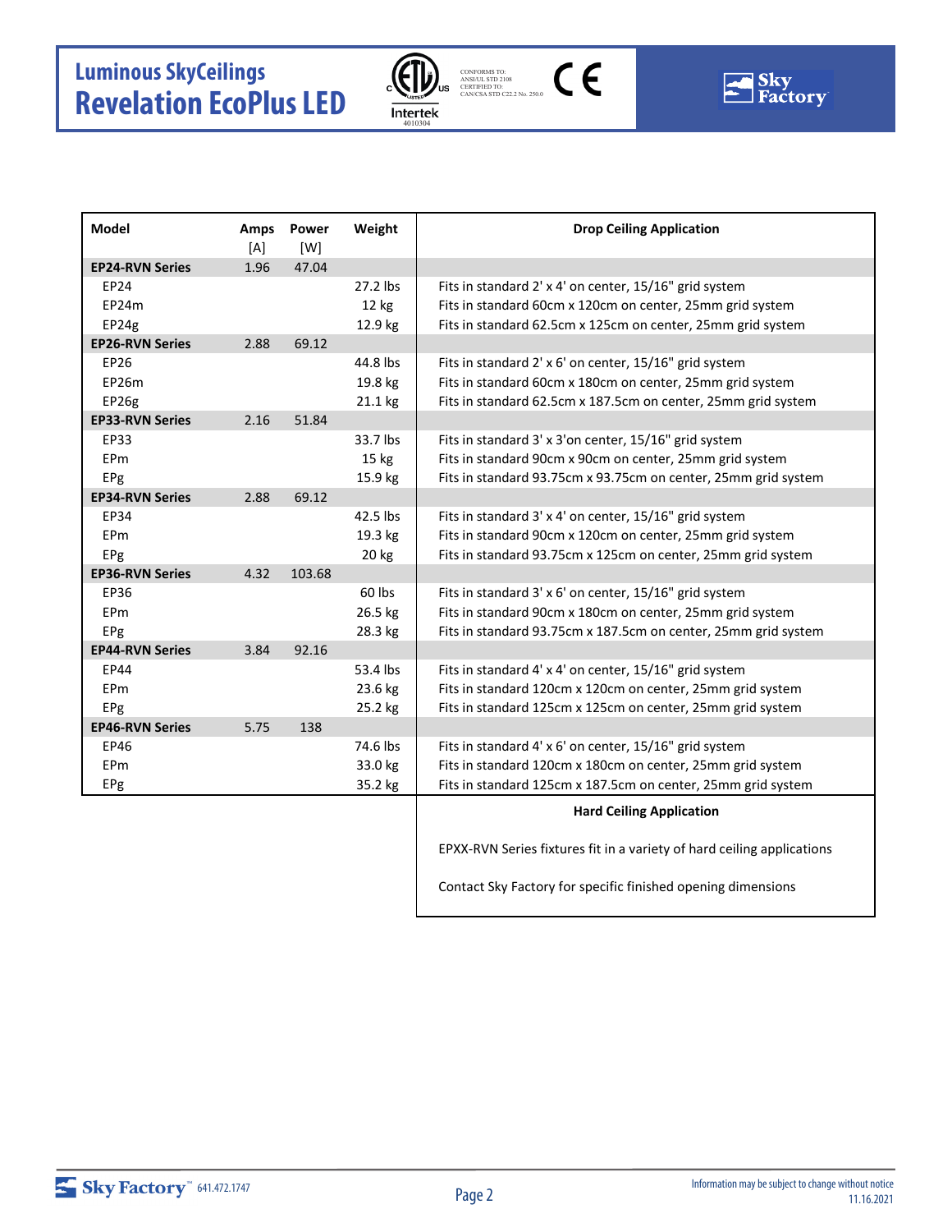# Luminous SkyCeilings
# Revelation EcoPlus LED

CONFORMS TO: ANSI/UL STD 2108
CERTIFIED TO: CAN/CSA STD C22.2 No. 250.0

Intertek 4010304

| Model | Amps [A] | Power [W] | Weight | Drop Ceiling Application |
|---|---|---|---|---|
| **EP24-RVN Series** | 1.96 | 47.04 | | |
| EP24 | | | 27.2 lbs | Fits in standard 2' x 4' on center, 15/16" grid system |
| EP24m | | | 12 kg | Fits in standard 60cm x 120cm on center, 25mm grid system |
| EP24g | | | 12.9 kg | Fits in standard 62.5cm x 125cm on center, 25mm grid system |
| **EP26-RVN Series** | 2.88 | 69.12 | | |
| EP26 | | | 44.8 lbs | Fits in standard 2' x 6' on center, 15/16" grid system |
| EP26m | | | 19.8 kg | Fits in standard 60cm x 180cm on center, 25mm grid system |
| EP26g | | | 21.1 kg | Fits in standard 62.5cm x 187.5cm on center, 25mm grid system |
| **EP33-RVN Series** | 2.16 | 51.84 | | |
| EP33 | | | 33.7 lbs | Fits in standard 3' x 3'on center, 15/16" grid system |
| EPm | | | 15 kg | Fits in standard 90cm x 90cm on center, 25mm grid system |
| EPg | | | 15.9 kg | Fits in standard 93.75cm x 93.75cm on center, 25mm grid system |
| **EP34-RVN Series** | 2.88 | 69.12 | | |
| EP34 | | | 42.5 lbs | Fits in standard 3' x 4' on center, 15/16" grid system |
| EPm | | | 19.3 kg | Fits in standard 90cm x 120cm on center, 25mm grid system |
| EPg | | | 20 kg | Fits in standard 93.75cm x 125cm on center, 25mm grid system |
| **EP36-RVN Series** | 4.32 | 103.68 | | |
| EP36 | | | 60 lbs | Fits in standard 3' x 6' on center, 15/16" grid system |
| EPm | | | 26.5 kg | Fits in standard 90cm x 180cm on center, 25mm grid system |
| EPg | | | 28.3 kg | Fits in standard 93.75cm x 187.5cm on center, 25mm grid system |
| **EP44-RVN Series** | 3.84 | 92.16 | | |
| EP44 | | | 53.4 lbs | Fits in standard 4' x 4' on center, 15/16" grid system |
| EPm | | | 23.6 kg | Fits in standard 120cm x 120cm on center, 25mm grid system |
| EPg | | | 25.2 kg | Fits in standard 125cm x 125cm on center, 25mm grid system |
| **EP46-RVN Series** | 5.75 | 138 | | |
| EP46 | | | 74.6 lbs | Fits in standard 4' x 6' on center, 15/16" grid system |
| EPm | | | 33.0 kg | Fits in standard 120cm x 180cm on center, 25mm grid system |
| EPg | | | 35.2 kg | Fits in standard 125cm x 187.5cm on center, 25mm grid system |

**Hard Ceiling Application**

EPXX-RVN Series fixtures fit in a variety of hard ceiling applications

Contact Sky Factory for specific finished opening dimensions

Sky Factory™ 641.472.1747

Information may be subject to change without notice
11.16.2021